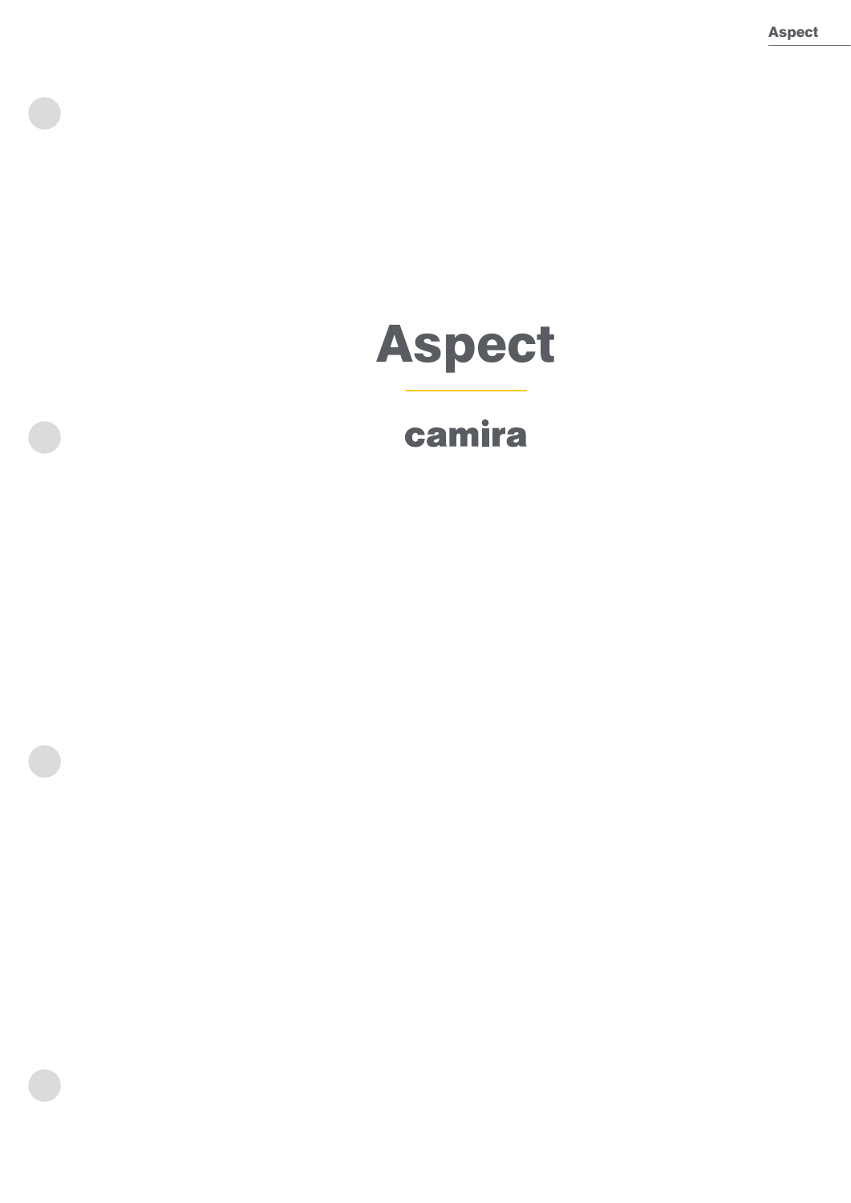# Aspect

camira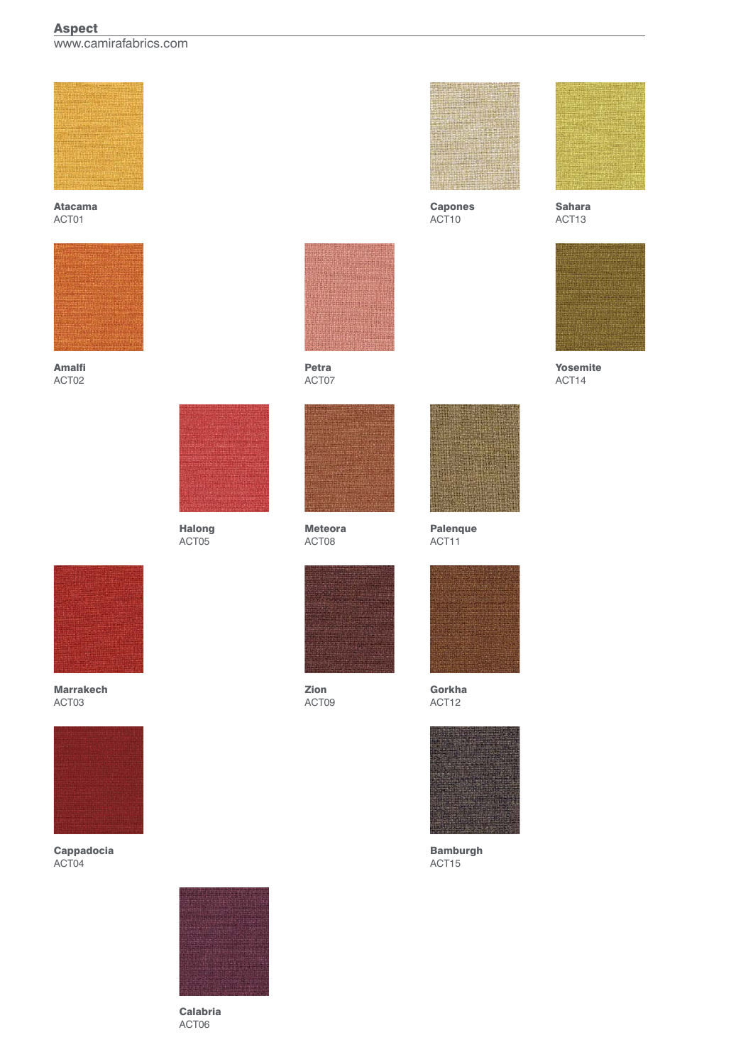## Aspect

www.camirafabrics.com

**Atacama**
ACT01

**Capones**
ACT10

**Sahara**
ACT13

**Amalfi**
ACT02

**Petra**
ACT07

**Yosemite**
ACT14

**Halong**
ACT05

**Meteora**
ACT08

**Palenque**
ACT11

**Marrakech**
ACT03

**Zion**
ACT09

**Gorkha**
ACT12

**Cappadocia**
ACT04

**Bamburgh**
ACT15

**Calabria**
ACT06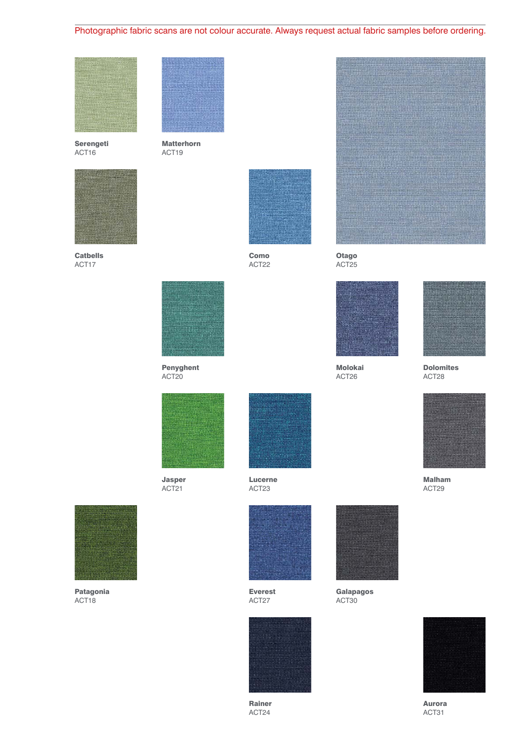Photographic fabric scans are not colour accurate. Always request actual fabric samples before ordering.

**Serengeti**
ACT16

**Matterhorn**
ACT19

**Catbells**
ACT17

**Como**
ACT22

**Otago**
ACT25

**Penyghent**
ACT20

**Molokai**
ACT26

**Dolomites**
ACT28

**Jasper**
ACT21

**Lucerne**
ACT23

**Malham**
ACT29

**Patagonia**
ACT18

**Everest**
ACT27

**Galapagos**
ACT30

**Rainer**
ACT24

**Aurora**
ACT31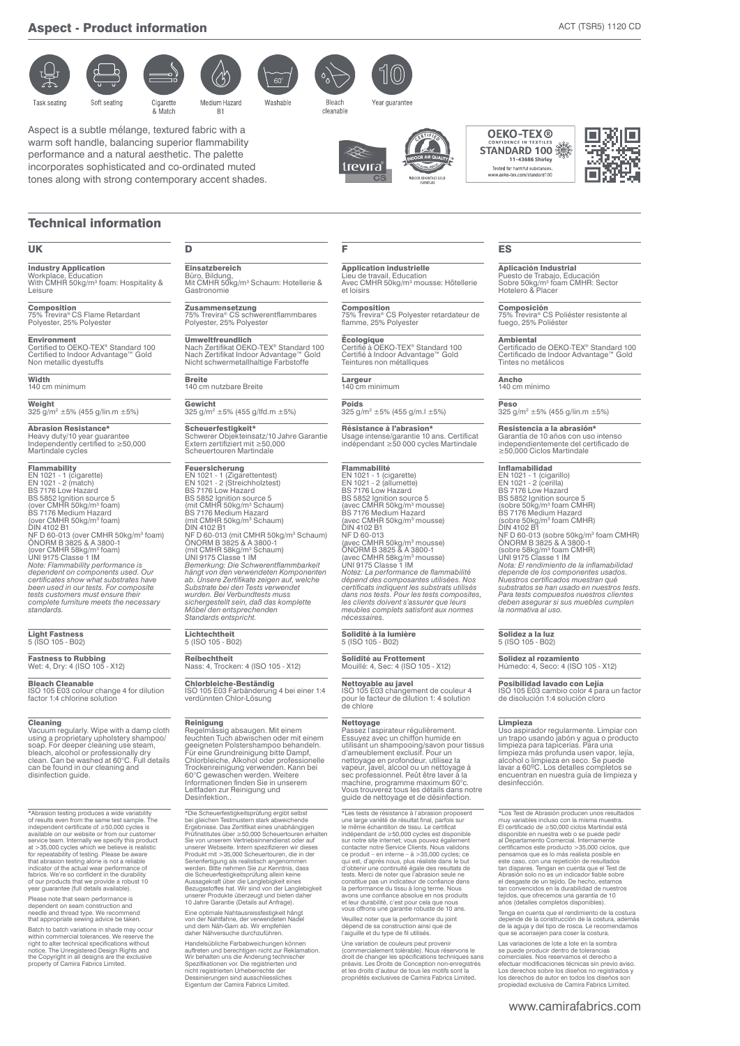# Aspect - Product information

ACT (TSR5) 1120 CD

Task seating | Soft seating | Cigarette & Match | Medium Hazard B1 | Washable | Bleach cleanable | Year guarantee

Aspect is a subtle mélange, textured fabric with a warm soft handle, balancing superior flammability performance and a natural aesthetic. The palette incorporates sophisticated and co-ordinated muted tones along with strong contemporary accent shades.

OEKO-TEX® CONFIDENCE IN TEXTILES STANDARD 100 11-43686 Shirley Tested for harmful substances. www.oeko-tex.com/standard100

## Technical information

### UK

**Industry Application**
Workplace, Education
With CMHR 50kg/m³ foam: Hospitality & Leisure

**Composition**
75% Trevira® CS Flame Retardant Polyester, 25% Polyester

**Environment**
Certified to OEKO-TEX® Standard 100
Certified to Indoor Advantage™ Gold
Non metallic dyestuffs

**Width**
140 cm minimum

**Weight**
325 g/m² ±5% (455 g/lin.m ±5%)

**Abrasion Resistance***
Heavy duty/10 year guarantee
Independently certified to ≥50,000 Martindale cycles

**Flammability**
EN 1021 - 1 (cigarette)
EN 1021 - 2 (match)
BS 7176 Low Hazard
BS 5852 Ignition source 5
(over CMHR 50kg/m³ foam)
BS 7176 Medium Hazard
(over CMHR 50kg/m³ foam)
DIN 4102 B1
NF D 60-013 (over CMHR 50kg/m³ foam)
ÖNORM B 3825 & A 3800-1
(over CMHR 58kg/m³ foam)
UNI 9175 Classe 1 IM
*Note: Flammability performance is dependent on components used. Our certificates show what substrates have been used in our tests. For composite tests customers must ensure their complete furniture meets the necessary standards.*

**Light Fastness**
5 (ISO 105 - B02)

**Fastness to Rubbing**
Wet: 4, Dry: 4 (ISO 105 - X12)

**Bleach Cleanable**
ISO 105 E03 colour change 4 for dilution factor 1:4 chlorine solution

**Cleaning**
Vacuum regularly. Wipe with a damp cloth using a proprietary upholstery shampoo/ soap. For deeper cleaning use steam, bleach, alcohol or professionally dry clean. Can be washed at 60°C. Full details can be found in our cleaning and disinfection guide.

*Abrasion testing produces a wide variability of results even from the same test sample. The independent certificate of ≥50,000 cycles is available on our website or from our customer service team. Internally we specify this product at >35,000 cycles which we believe is realistic for repeatability of testing. Please be aware that abrasion testing alone is not a reliable indicator of the actual wear performance of fabrics. We're so confident in the durability of our products that we provide a robust 10 year guarantee (full details available).

Please note that seam performance is dependent on seam construction and needle and thread type. We recommend that appropriate sewing advice be taken.

Batch to batch variations in shade may occur within commercial tolerances. We reserve the right to alter technical specifications without notice. The Unregistered Design Rights and the Copyright in all designs are the exclusive property of Camira Fabrics Limited.

### D

**Einsatzbereich**
Büro, Bildung,
Mit CMHR 50kg/m³ Schaum: Hotellerie & Gastronomie

**Zusammensetzung**
75% Trevira® CS schwerentflammbares Polyester, 25% Polyester

**Umweltfreundlich**
Nach Zertifikat OEKO-TEX® Standard 100
Nach Zertifikat Indoor Advantage™ Gold
Nicht schwermetallhaltige Farbstoffe

**Breite**
140 cm nutzbare Breite

**Gewicht**
325 g/m² ±5% (455 g/lfd.m ±5%)

**Scheuerfestigkeit***
Schwerer Objekteinsatz/10 Jahre Garantie
Extern zertifiziert mit ≥50,000 Scheuertouren Martindale

**Feuersicherung**
EN 1021 - 1 (Zigarettentest)
EN 1021 - 2 (Streichholztest)
BS 7176 Low Hazard
BS 5852 Ignition source 5
(mit CMHR 50kg/m³ Schaum)
BS 7176 Medium Hazard
(mit CMHR 50kg/m³ Schaum)
DIN 4102 B1
NF D 60-013 (mit CMHR 50kg/m³ Schaum)
ÖNORM B 3825 & A 3800-1
(mit CMHR 58kg/m³ Schaum)
UNI 9175 Classe 1 IM
*Bemerkung: Die Schwerentflammbarkeit hängt von den verwendeten Komponenten ab. Unsere Zertifikate zeigen auf, welche Substrate bei den Tests verwendet wurden. Bei Verbundtests muss sichergestellt sein, daß das komplette Möbel den entsprechenden Standards entspricht.*

**Lichtechtheit**
5 (ISO 105 - B02)

**Reibechtheit**
Nass: 4, Trocken: 4 (ISO 105 - X12)

**Chlorbleiche-Beständig**
ISO 105 E03 Farbänderung 4 bei einer 1:4 verdünnten Chlor-Lösung

**Reinigung**
Regelmässig absaugen. Mit einem feuchten Tuch abwischen oder mit einem geeigneten Polstershampoo behandeln. Für eine Grundreinigung bitte Dampf, Chlorbleiche, Alkohol oder professionelle Trockenreinigung verwenden. Kann bei 60°C gewaschen werden. Weitere Informationen finden Sie in unserem Leitfaden zur Reinigung und Desinfektion..

*Die Scheuerfestigkeitsprüfung ergibt selbst bei gleichen Testmustern stark abweichende Ergebnisse. Das Zertifikat eines unabhängigen Prüfinstitutes über ≥50,000 Scheuertouren erhalten Sie von unserem Vertriebsinnendienst oder auf unserer Webseite. Intern spezifizieren wir dieses Produkt mit >35,000 Scheuertouren, die in der Serienfertigung als realistisch angenommen werden. Bitte nehmen Sie zur Kenntnis, dass die Scheuerfestigkeitsprüfung allein keine Aussagekraft über die Langlebigkeit eines Bezugsstoffes hat. Wir sind von der Langlebigkeit unserer Produkte überzeugt und bieten daher 10 Jahre Garantie (Details auf Anfrage).

Eine optimale Nahtausreissfestigkeit hängt von der Nahtfahne, der verwendeten Nadel und dem Näh-Garn ab. Wir empfehlen daher Näherusuche durchzuführen.

Handelsübliche Farbabweichungen können auftreten und berechtigen nicht zur Reklamation. Wir behalten uns die Änderung technischer Spezifikationen vor. Die registrierten und nicht registrierten Urheberrechte der Dessinierungen sind ausschliessliches Eigentum der Camira Fabrics Limited.

### F

**Application industrielle**
Lieu de travail, Education
Avec CMHR 50kg/m³ mousse: Hôtellerie et loisirs

**Composition**
75% Trevira® CS Polyester retardateur de flamme, 25% Polyester

**Écologique**
Certifié à OEKO-TEX® Standard 100
Certifié à Indoor Advantage™ Gold
Teintures non métalliques

**Largeur**
140 cm minimum

**Poids**
325 g/m² ±5% (455 g/m.l ±5%)

**Résistance à l'abrasion***
Usage intense/garantie 10 ans. Certificat indépendant ≥50 000 cycles Martindale

**Flammabilité**
EN 1021 - 1 (cigarette)
EN 1021 - 2 (allumette)
BS 7176 Low Hazard
BS 5852 Ignition source 5
(avec CMHR 50kg/m³ mousse)
BS 7176 Medium Hazard
(avec CMHR 50kg/m³ mousse)
DIN 4102 B1
NF D 60-013
(avec CMHR 50kg/m³ mousse)
ÖNORM B 3825 & A 3800-1
(avec CMHR 58kg/m³ mousse)
UNI 9175 Classe 1 IM
*Notez: La performance de flammabilité dépend des composantes utilisées. Nos certificats indiquent les substrats utilisés dans nos tests. Pour les tests composites, les clients doivent s'assurer que leurs meubles complets satisfont aux normes nécessaires.*

**Solidité à la lumière**
5 (ISO 105 - B02)

**Solidité au Frottement**
Mouillé: 4, Sec: 4 (ISO 105 - X12)

**Nettoyable au javel**
ISO 105 E03 changement de couleur 4 pour le facteur de dilution 1: 4 solution de chlore

**Nettoyage**
Passez l'aspirateur régulièrement. Essuyez avec un chiffon humide en utilisant un shampooing/savon pour tissus d'ameublement exclusif. Pour un nettoyage en profondeur, utilisez la vapeur, javel, alcool ou un nettoyage à sec professionnel. Peût être laver à la machine, programme maximum 60°c. Vous trouverez tous les détails dans notre guide de nettoyage et de désinfection.

*Les tests de résistance à l'abrasion proposent une large variété de résultat final, parfois sur le même échantillon de tissu. Le certificat indépendant de ≥50,000 cycles est disponible sur notre site internet; vous pouvez également contacter notre Service Clients. Nous validons ce produit – en interne – à >35,000 cycles; ce qui est, d'après nous, plus réaliste dans le but d'obtenir une continuité égale des resultats de tests. Merci de noter que l'abrasion seule ne constitue pas un indicateur de confiance dans la performance du tissu à long terme. Nous avons une confiance absolue en nos produits et leur durabilité, c'est pour cela que nous vous offrons une garantie robuste de 10 ans.

Veuillez noter que la performance du joint dépend de sa construction ainsi que de l'aiguille et du type de fil utilisés.

Une variation de couleurs peut provenir (commercialement tolérable). Nous réservons le droit de changer les spécifications techniques sans préavis. Les Droits de Conception non-enregistrés et les droits d'auteur de tous les motifs sont la propriétés exclusives de Camira Fabrics Limited.

### ES

**Aplicación Industrial**
Puesto de Trabajo, Educación
Sobre 50kg/m³ foam CMHR: Sector Hotelero & Placer

**Composición**
75% Trevira® CS Poliéster resistente al fuego, 25% Poliéster

**Ambiental**
Certificado de OEKO-TEX® Standard 100
Certificado de Indoor Advantage™ Gold
Tintes no metálicos

**Ancho**
140 cm mínimo

**Peso**
325 g/m² ±5% (455 g/lin.m ±5%)

**Resistencia a la abrasión***
Garantía de 10 años con uso intenso independientemente del certificado de ≥50,000 Ciclos Martindale

**Inflamabilidad**
EN 1021 - 1 (cigarillo)
EN 1021 - 2 (cerilla)
BS 7176 Low Hazard
BS 5852 Ignition source 5
(sobre 50kg/m³ foam CMHR)
BS 7176 Medium Hazard
(sobre 50kg/m³ foam CMHR)
DIN 4102 B1
NF D 60-013 (sobre 50kg/m³ foam CMHR)
ÖNORM B 3825 & A 3800-1
(sobre 58kg/m³ foam CMHR)
UNI 9175 Classe 1 IM
*Nota: El rendimiento de la inflamabilidad depende de los componentes usados. Nuestros certificados muestran qué substratos se han usado en nuestros tests. Para tests compuestos nuestros clientes deben asegurar si sus muebles cumplen la normativa al uso.*

**Solidez a la luz**
5 (ISO 105 - B02)

**Solidez al rozamiento**
Húmedo: 4, Seco: 4 (ISO 105 - X12)

**Posibilidad lavado con Lejía**
ISO 105 E03 cambio color 4 para un factor de disolución 1:4 solución cloro

**Limpieza**
Uso aspirador regularmente. Limpiar con un trapo usando jabón y agua o producto limpieza para tapicerías. Para una limpieza más profunda usan vapor, lejía, alcohol o limpieza en seco. Se puede lavar a 60ºC. Los detalles completos se encuentran en nuestra guía de limpieza y desinfección.

*Los Test de Abrasión producen unos resultados muy variables incluso con la misma muestra. El certificado de ≥50,000 ciclos Martindal está disponible en nuestra web o se puede pedir al Departamento Comercial. Internamente certificamos este producto >35,000 ciclos, que pensamos que es lo más realista posible en este caso, con una repetición de resultados tan dispares. Tengan en cuenta que el Test de Abrasión solo no es un indicador fiable sobre el desgaste de un tejido. De hecho, estamos tan convencidos en la durabilidad de nuestros tejidos, que ofrecemos una garantía de 10 años (detalles completos disponibles).

Tenga en cuenta que el rendimiento de la costura depende de la construcción de la costura, además de la aguja y del tipo de rosca. Le recomendamos que se aconsejen para coser la costura.

Las variaciones de lote a lote en la sombra se puede producir dentro de tolerancias comerciales. Nos reservamos el derecho a efectuar modificaciones técnicas sin previo aviso. Los derechos sobre los diseños no registrados y los derechos de autor en todos los diseños son propiedad exclusiva de Camira Fabrics Limited.

www.camirafabrics.com